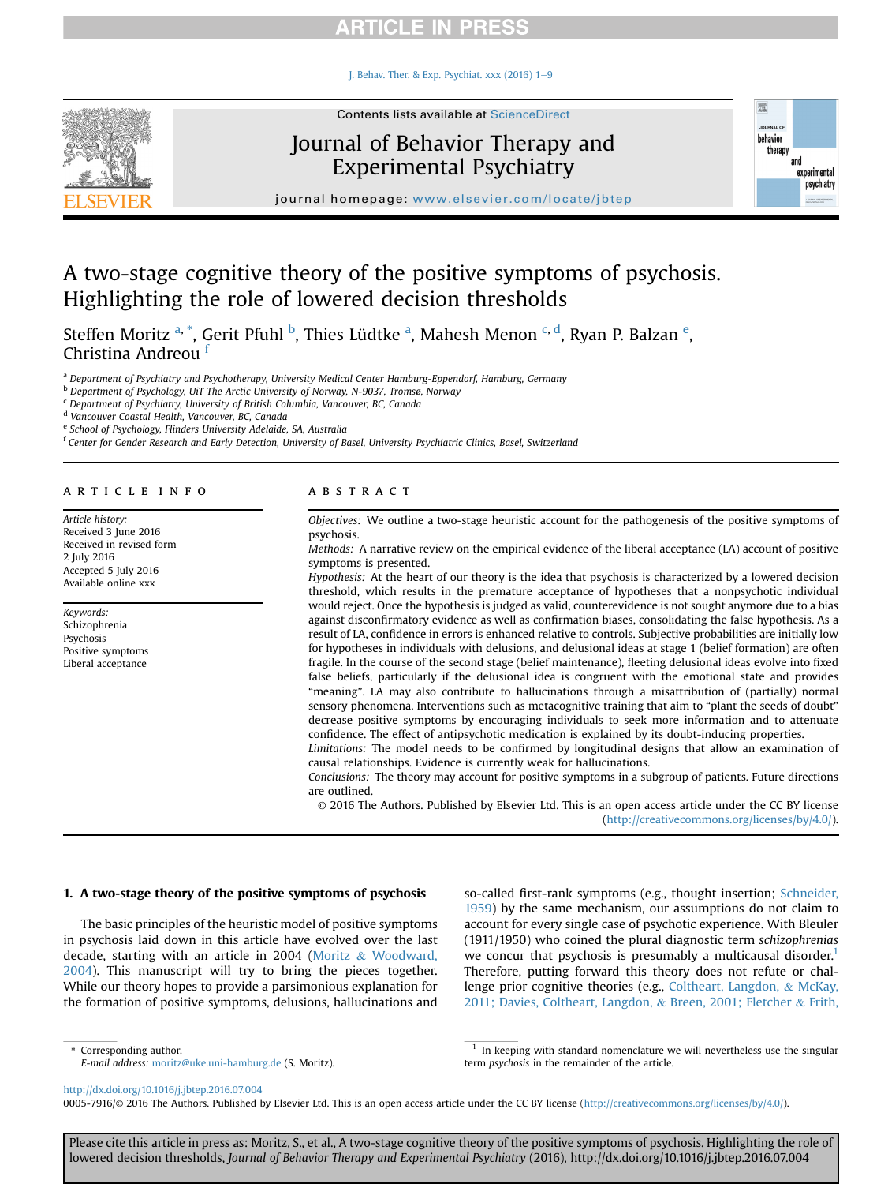# A two-stage cognitive theory of the positive symptoms of psychosis. Highlighting the role of lowered decision thresholds

Steffen Moritz [a,*], Gerit Pfuhl [b], Thies Lüdtke [a], Mahesh Menon [c,d], Ryan P. Balzan [e], Christina Andreou [f]

[a] Department of Psychiatry and Psychotherapy, University Medical Center Hamburg-Eppendorf, Hamburg, Germany
[b] Department of Psychology, UiT The Arctic University of Norway, N-9037, Tromsø, Norway
[c] Department of Psychiatry, University of British Columbia, Vancouver, BC, Canada
[d] Vancouver Coastal Health, Vancouver, BC, Canada
[e] School of Psychology, Flinders University Adelaide, SA, Australia
[f] Center for Gender Research and Early Detection, University of Basel, University Psychiatric Clinics, Basel, Switzerland

## ARTICLE INFO

*Article history:*
Received 3 June 2016
Received in revised form 2 July 2016
Accepted 5 July 2016
Available online xxx

*Keywords:*
Schizophrenia
Psychosis
Positive symptoms
Liberal acceptance

## ABSTRACT

*Objectives:* We outline a two-stage heuristic account for the pathogenesis of the positive symptoms of psychosis.

*Methods:* A narrative review on the empirical evidence of the liberal acceptance (LA) account of positive symptoms is presented.

*Hypothesis:* At the heart of our theory is the idea that psychosis is characterized by a lowered decision threshold, which results in the premature acceptance of hypotheses that a nonpsychotic individual would reject. Once the hypothesis is judged as valid, counterevidence is not sought anymore due to a bias against disconfirmatory evidence as well as confirmation biases, consolidating the false hypothesis. As a result of LA, confidence in errors is enhanced relative to controls. Subjective probabilities are initially low for hypotheses in individuals with delusions, and delusional ideas at stage 1 (belief formation) are often fragile. In the course of the second stage (belief maintenance), fleeting delusional ideas evolve into fixed false beliefs, particularly if the delusional idea is congruent with the emotional state and provides "meaning". LA may also contribute to hallucinations through a misattribution of (partially) normal sensory phenomena. Interventions such as metacognitive training that aim to "plant the seeds of doubt" decrease positive symptoms by encouraging individuals to seek more information and to attenuate confidence. The effect of antipsychotic medication is explained by its doubt-inducing properties.

*Limitations:* The model needs to be confirmed by longitudinal designs that allow an examination of causal relationships. Evidence is currently weak for hallucinations.

*Conclusions:* The theory may account for positive symptoms in a subgroup of patients. Future directions are outlined.

© 2016 The Authors. Published by Elsevier Ltd. This is an open access article under the CC BY license (http://creativecommons.org/licenses/by/4.0/).

## 1. A two-stage theory of the positive symptoms of psychosis

The basic principles of the heuristic model of positive symptoms in psychosis laid down in this article have evolved over the last decade, starting with an article in 2004 (Moritz & Woodward, 2004). This manuscript will try to bring the pieces together. While our theory hopes to provide a parsimonious explanation for the formation of positive symptoms, delusions, hallucinations and so-called first-rank symptoms (e.g., thought insertion; Schneider, 1959) by the same mechanism, our assumptions do not claim to account for every single case of psychotic experience. With Bleuler (1911/1950) who coined the plural diagnostic term *schizophrenias* we concur that psychosis is presumably a multicausal disorder.[1] Therefore, putting forward this theory does not refute or challenge prior cognitive theories (e.g., Coltheart, Langdon, & McKay, 2011; Davies, Coltheart, Langdon, & Breen, 2001; Fletcher & Frith,

\* Corresponding author.
*E-mail address:* moritz@uke.uni-hamburg.de (S. Moritz).

[1] In keeping with standard nomenclature we will nevertheless use the singular term *psychosis* in the remainder of the article.

http://dx.doi.org/10.1016/j.jbtep.2016.07.004
0005-7916/© 2016 The Authors. Published by Elsevier Ltd. This is an open access article under the CC BY license (http://creativecommons.org/licenses/by/4.0/).

Please cite this article in press as: Moritz, S., et al., A two-stage cognitive theory of the positive symptoms of psychosis. Highlighting the role of lowered decision thresholds, *Journal of Behavior Therapy and Experimental Psychiatry* (2016), http://dx.doi.org/10.1016/j.jbtep.2016.07.004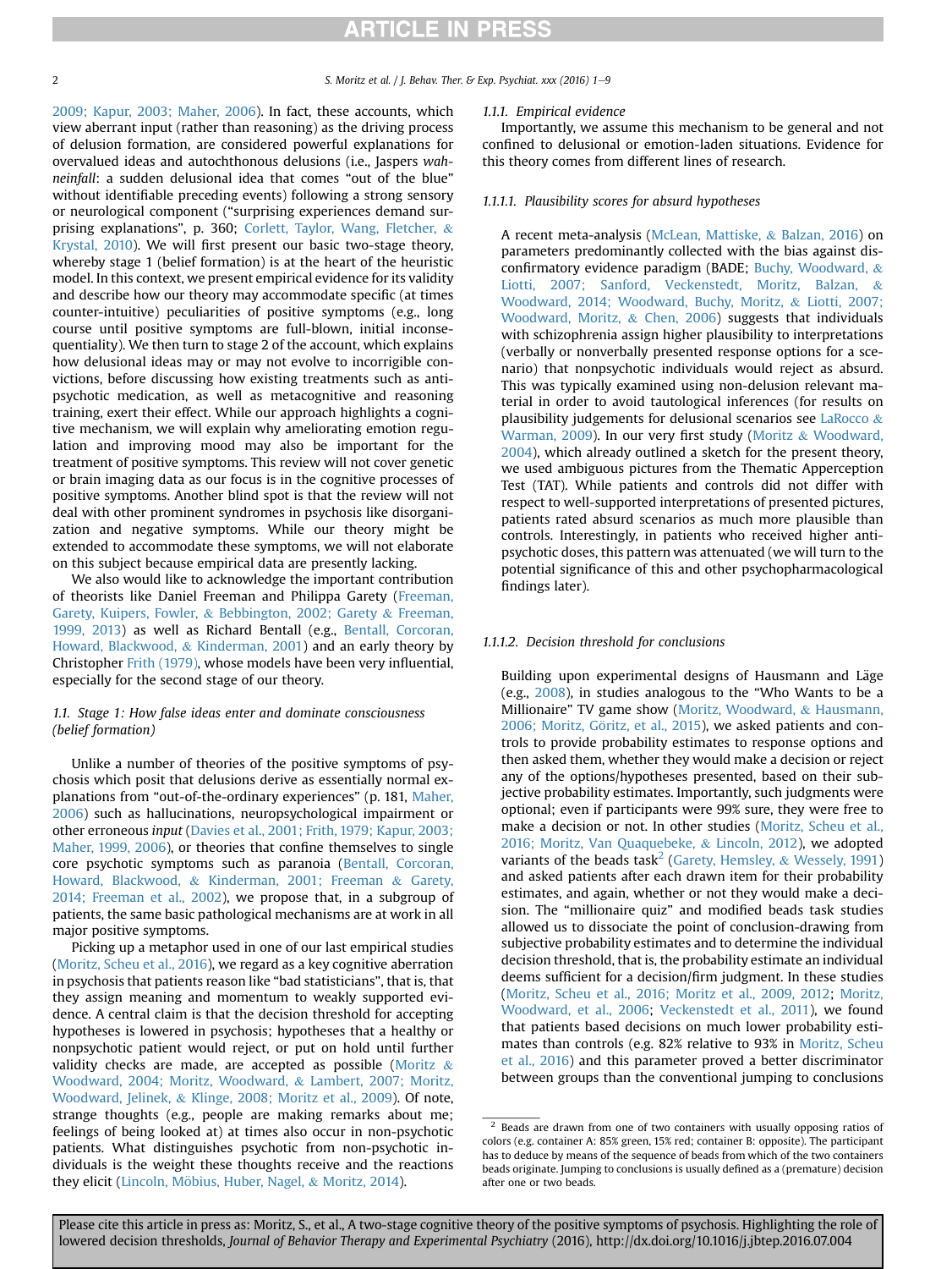2009; Kapur, 2003; Maher, 2006). In fact, these accounts, which view aberrant input (rather than reasoning) as the driving process of delusion formation, are considered powerful explanations for overvalued ideas and autochthonous delusions (i.e., Jaspers *wahneinfall*: a sudden delusional idea that comes "out of the blue" without identifiable preceding events) following a strong sensory or neurological component ("surprising experiences demand surprising explanations", p. 360; Corlett, Taylor, Wang, Fletcher, & Krystal, 2010). We will first present our basic two-stage theory, whereby stage 1 (belief formation) is at the heart of the heuristic model. In this context, we present empirical evidence for its validity and describe how our theory may accommodate specific (at times counter-intuitive) peculiarities of positive symptoms (e.g., long course until positive symptoms are full-blown, initial inconsequentiality). We then turn to stage 2 of the account, which explains how delusional ideas may or may not evolve to incorrigible convictions, before discussing how existing treatments such as antipsychotic medication, as well as metacognitive and reasoning training, exert their effect. While our approach highlights a cognitive mechanism, we will explain why ameliorating emotion regulation and improving mood may also be important for the treatment of positive symptoms. This review will not cover genetic or brain imaging data as our focus is in the cognitive processes of positive symptoms. Another blind spot is that the review will not deal with other prominent syndromes in psychosis like disorganization and negative symptoms. While our theory might be extended to accommodate these symptoms, we will not elaborate on this subject because empirical data are presently lacking.

We also would like to acknowledge the important contribution of theorists like Daniel Freeman and Philippa Garety (Freeman, Garety, Kuipers, Fowler, & Bebbington, 2002; Garety & Freeman, 1999, 2013) as well as Richard Bentall (e.g., Bentall, Corcoran, Howard, Blackwood, & Kinderman, 2001) and an early theory by Christopher Frith (1979), whose models have been very influential, especially for the second stage of our theory.

### 1.1. Stage 1: How false ideas enter and dominate consciousness (belief formation)

Unlike a number of theories of the positive symptoms of psychosis which posit that delusions derive as essentially normal explanations from "out-of-the-ordinary experiences" (p. 181, Maher, 2006) such as hallucinations, neuropsychological impairment or other erroneous *input* (Davies et al., 2001; Frith, 1979; Kapur, 2003; Maher, 1999, 2006), or theories that confine themselves to single core psychotic symptoms such as paranoia (Bentall, Corcoran, Howard, Blackwood, & Kinderman, 2001; Freeman & Garety, 2014; Freeman et al., 2002), we propose that, in a subgroup of patients, the same basic pathological mechanisms are at work in all major positive symptoms.

Picking up a metaphor used in one of our last empirical studies (Moritz, Scheu et al., 2016), we regard as a key cognitive aberration in psychosis that patients reason like "bad statisticians", that is, that they assign meaning and momentum to weakly supported evidence. A central claim is that the decision threshold for accepting hypotheses is lowered in psychosis; hypotheses that a healthy or nonpsychotic patient would reject, or put on hold until further validity checks are made, are accepted as possible (Moritz & Woodward, 2004; Moritz, Woodward, & Lambert, 2007; Moritz, Woodward, Jelinek, & Klinge, 2008; Moritz et al., 2009). Of note, strange thoughts (e.g., people are making remarks about me; feelings of being looked at) at times also occur in non-psychotic patients. What distinguishes psychotic from non-psychotic individuals is the weight these thoughts receive and the reactions they elicit (Lincoln, Möbius, Huber, Nagel, & Moritz, 2014).

#### 1.1.1. Empirical evidence

Importantly, we assume this mechanism to be general and not confined to delusional or emotion-laden situations. Evidence for this theory comes from different lines of research.

##### 1.1.1.1. Plausibility scores for absurd hypotheses

A recent meta-analysis (McLean, Mattiske, & Balzan, 2016) on parameters predominantly collected with the bias against disconfirmatory evidence paradigm (BADE; Buchy, Woodward, & Liotti, 2007; Sanford, Veckenstedt, Moritz, Balzan, & Woodward, 2014; Woodward, Buchy, Moritz, & Liotti, 2007; Woodward, Moritz, & Chen, 2006) suggests that individuals with schizophrenia assign higher plausibility to interpretations (verbally or nonverbally presented response options for a scenario) that nonpsychotic individuals would reject as absurd. This was typically examined using non-delusion relevant material in order to avoid tautological inferences (for results on plausibility judgements for delusional scenarios see LaRocco & Warman, 2009). In our very first study (Moritz & Woodward, 2004), which already outlined a sketch for the present theory, we used ambiguous pictures from the Thematic Apperception Test (TAT). While patients and controls did not differ with respect to well-supported interpretations of presented pictures, patients rated absurd scenarios as much more plausible than controls. Interestingly, in patients who received higher antipsychotic doses, this pattern was attenuated (we will turn to the potential significance of this and other psychopharmacological findings later).

##### 1.1.1.2. Decision threshold for conclusions

Building upon experimental designs of Hausmann and Läge (e.g., 2008), in studies analogous to the "Who Wants to be a Millionaire" TV game show (Moritz, Woodward, & Hausmann, 2006; Moritz, Göritz, et al., 2015), we asked patients and controls to provide probability estimates to response options and then asked them, whether they would make a decision or reject any of the options/hypotheses presented, based on their subjective probability estimates. Importantly, such judgments were optional; even if participants were 99% sure, they were free to make a decision or not. In other studies (Moritz, Scheu et al., 2016; Moritz, Van Quaquebeke, & Lincoln, 2012), we adopted variants of the beads task[2] (Garety, Hemsley, & Wessely, 1991) and asked patients after each drawn item for their probability estimates, and again, whether or not they would make a decision. The "millionaire quiz" and modified beads task studies allowed us to dissociate the point of conclusion-drawing from subjective probability estimates and to determine the individual decision threshold, that is, the probability estimate an individual deems sufficient for a decision/firm judgment. In these studies (Moritz, Scheu et al., 2016; Moritz et al., 2009, 2012; Moritz, Woodward, et al., 2006; Veckenstedt et al., 2011), we found that patients based decisions on much lower probability estimates than controls (e.g. 82% relative to 93% in Moritz, Scheu et al., 2016) and this parameter proved a better discriminator between groups than the conventional jumping to conclusions

---

[2] Beads are drawn from one of two containers with usually opposing ratios of colors (e.g. container A: 85% green, 15% red; container B: opposite). The participant has to deduce by means of the sequence of beads from which of the two containers beads originate. Jumping to conclusions is usually defined as a (premature) decision after one or two beads.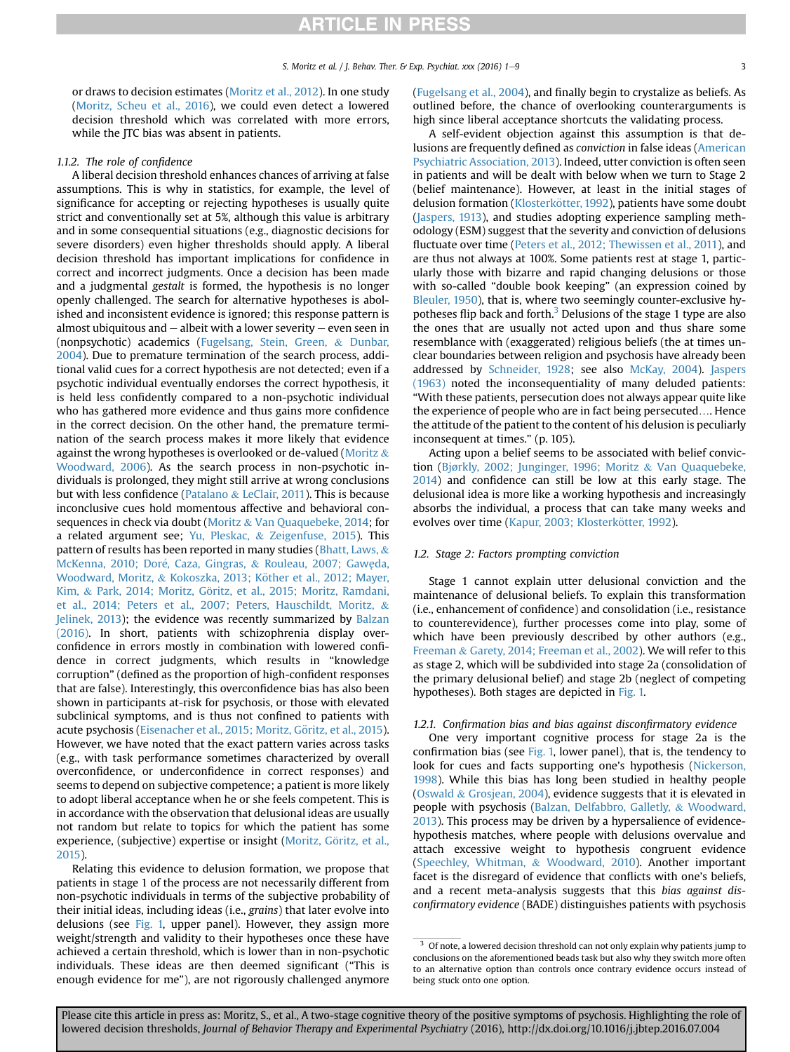or draws to decision estimates (Moritz et al., 2012). In one study (Moritz, Scheu et al., 2016), we could even detect a lowered decision threshold which was correlated with more errors, while the JTC bias was absent in patients.

#### 1.1.2. The role of confidence

A liberal decision threshold enhances chances of arriving at false assumptions. This is why in statistics, for example, the level of significance for accepting or rejecting hypotheses is usually quite strict and conventionally set at 5%, although this value is arbitrary and in some consequential situations (e.g., diagnostic decisions for severe disorders) even higher thresholds should apply. A liberal decision threshold has important implications for confidence in correct and incorrect judgments. Once a decision has been made and a judgmental *gestalt* is formed, the hypothesis is no longer openly challenged. The search for alternative hypotheses is abolished and inconsistent evidence is ignored; this response pattern is almost ubiquitous and – albeit with a lower severity – even seen in (nonpsychotic) academics (Fugelsang, Stein, Green, & Dunbar, 2004). Due to premature termination of the search process, additional valid cues for a correct hypothesis are not detected; even if a psychotic individual eventually endorses the correct hypothesis, it is held less confidently compared to a non-psychotic individual who has gathered more evidence and thus gains more confidence in the correct decision. On the other hand, the premature termination of the search process makes it more likely that evidence against the wrong hypotheses is overlooked or de-valued (Moritz & Woodward, 2006). As the search process in non-psychotic individuals is prolonged, they might still arrive at wrong conclusions but with less confidence (Patalano & LeClair, 2011). This is because inconclusive cues hold momentous affective and behavioral consequences in check via doubt (Moritz & Van Quaquebeke, 2014; for a related argument see; Yu, Pleskac, & Zeigenfuse, 2015). This pattern of results has been reported in many studies (Bhatt, Laws, & McKenna, 2010; Doré, Caza, Gingras, & Rouleau, 2007; Gawęda, Woodward, Moritz, & Kokoszka, 2013; Köther et al., 2012; Mayer, Kim, & Park, 2014; Moritz, Göritz, et al., 2015; Moritz, Ramdani, et al., 2014; Peters et al., 2007; Peters, Hauschildt, Moritz, & Jelinek, 2013); the evidence was recently summarized by Balzan (2016). In short, patients with schizophrenia display overconfidence in errors mostly in combination with lowered confidence in correct judgments, which results in "knowledge corruption" (defined as the proportion of high-confident responses that are false). Interestingly, this overconfidence bias has also been shown in participants at-risk for psychosis, or those with elevated subclinical symptoms, and is thus not confined to patients with acute psychosis (Eisenacher et al., 2015; Moritz, Göritz, et al., 2015). However, we have noted that the exact pattern varies across tasks (e.g., with task performance sometimes characterized by overall overconfidence, or underconfidence in correct responses) and seems to depend on subjective competence; a patient is more likely to adopt liberal acceptance when he or she feels competent. This is in accordance with the observation that delusional ideas are usually not random but relate to topics for which the patient has some experience, (subjective) expertise or insight (Moritz, Göritz, et al., 2015).

Relating this evidence to delusion formation, we propose that patients in stage 1 of the process are not necessarily different from non-psychotic individuals in terms of the subjective probability of their initial ideas, including ideas (i.e., *grains*) that later evolve into delusions (see Fig. 1, upper panel). However, they assign more weight/strength and validity to their hypotheses once these have achieved a certain threshold, which is lower than in non-psychotic individuals. These ideas are then deemed significant ("This is enough evidence for me"), are not rigorously challenged anymore (Fugelsang et al., 2004), and finally begin to crystalize as beliefs. As outlined before, the chance of overlooking counterarguments is high since liberal acceptance shortcuts the validating process.

A self-evident objection against this assumption is that delusions are frequently defined as *conviction* in false ideas (American Psychiatric Association, 2013). Indeed, utter conviction is often seen in patients and will be dealt with below when we turn to Stage 2 (belief maintenance). However, at least in the initial stages of delusion formation (Klosterkötter, 1992), patients have some doubt (Jaspers, 1913), and studies adopting experience sampling methodology (ESM) suggest that the severity and conviction of delusions fluctuate over time (Peters et al., 2012; Thewissen et al., 2011), and are thus not always at 100%. Some patients rest at stage 1, particularly those with bizarre and rapid changing delusions or those with so-called "double book keeping" (an expression coined by Bleuler, 1950), that is, where two seemingly counter-exclusive hypotheses flip back and forth.[3] Delusions of the stage 1 type are also the ones that are usually not acted upon and thus share some resemblance with (exaggerated) religious beliefs (the at times unclear boundaries between religion and psychosis have already been addressed by Schneider, 1928; see also McKay, 2004). Jaspers (1963) noted the inconsequentiality of many deluded patients: "With these patients, persecution does not always appear quite like the experience of people who are in fact being persecuted…. Hence the attitude of the patient to the content of his delusion is peculiarly inconsequent at times." (p. 105).

Acting upon a belief seems to be associated with belief conviction (Bjørkly, 2002; Junginger, 1996; Moritz & Van Quaquebeke, 2014) and confidence can still be low at this early stage. The delusional idea is more like a working hypothesis and increasingly absorbs the individual, a process that can take many weeks and evolves over time (Kapur, 2003; Klosterkötter, 1992).

### 1.2. Stage 2: Factors prompting conviction

Stage 1 cannot explain utter delusional conviction and the maintenance of delusional beliefs. To explain this transformation (i.e., enhancement of confidence) and consolidation (i.e., resistance to counterevidence), further processes come into play, some of which have been previously described by other authors (e.g., Freeman & Garety, 2014; Freeman et al., 2002). We will refer to this as stage 2, which will be subdivided into stage 2a (consolidation of the primary delusional belief) and stage 2b (neglect of competing hypotheses). Both stages are depicted in Fig. 1.

#### 1.2.1. Confirmation bias and bias against disconfirmatory evidence

One very important cognitive process for stage 2a is the confirmation bias (see Fig. 1, lower panel), that is, the tendency to look for cues and facts supporting one's hypothesis (Nickerson, 1998). While this bias has long been studied in healthy people (Oswald & Grosjean, 2004), evidence suggests that it is elevated in people with psychosis (Balzan, Delfabbro, Galletly, & Woodward, 2013). This process may be driven by a hypersalience of evidence-hypothesis matches, where people with delusions overvalue and attach excessive weight to hypothesis congruent evidence (Speechley, Whitman, & Woodward, 2010). Another important facet is the disregard of evidence that conflicts with one's beliefs, and a recent meta-analysis suggests that this *bias against disconfirmatory evidence* (BADE) distinguishes patients with psychosis

[3] Of note, a lowered decision threshold can not only explain why patients jump to conclusions on the aforementioned beads task but also why they switch more often to an alternative option than controls once contrary evidence occurs instead of being stuck onto one option.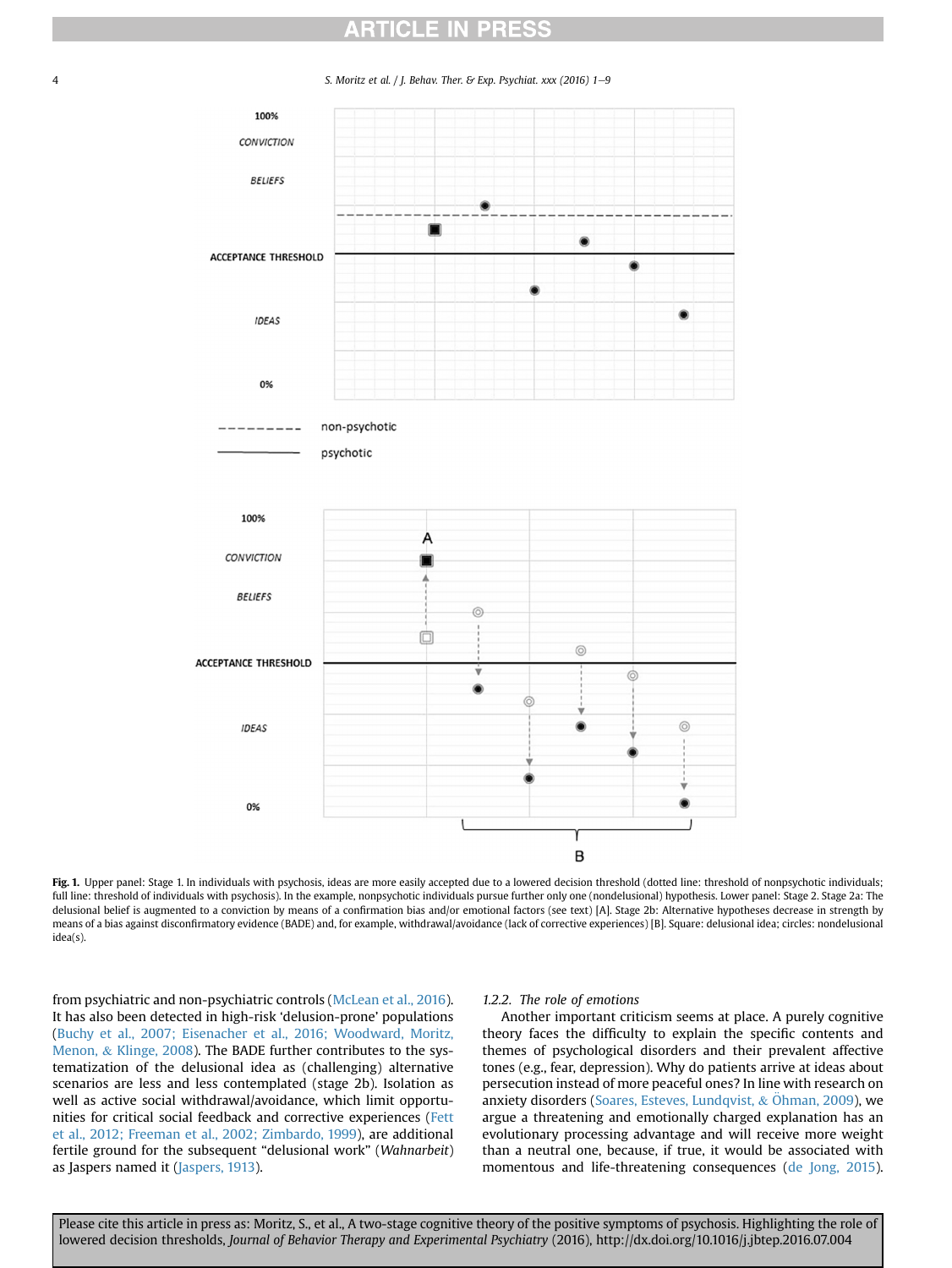**Fig. 1.** Upper panel: Stage 1. In individuals with psychosis, ideas are more easily accepted due to a lowered decision threshold (dotted line: threshold of nonpsychotic individuals; full line: threshold of individuals with psychosis). In the example, nonpsychotic individuals pursue further only one (nondelusional) hypothesis. Lower panel: Stage 2. Stage 2a: The delusional belief is augmented to a conviction by means of a confirmation bias and/or emotional factors (see text) [A]. Stage 2b: Alternative hypotheses decrease in strength by means of a bias against disconfirmatory evidence (BADE) and, for example, withdrawal/avoidance (lack of corrective experiences) [B]. Square: delusional idea; circles: nondelusional idea(s).

from psychiatric and non-psychiatric controls (McLean et al., 2016). It has also been detected in high-risk 'delusion-prone' populations (Buchy et al., 2007; Eisenacher et al., 2016; Woodward, Moritz, Menon, & Klinge, 2008). The BADE further contributes to the systematization of the delusional idea as (challenging) alternative scenarios are less and less contemplated (stage 2b). Isolation as well as active social withdrawal/avoidance, which limit opportunities for critical social feedback and corrective experiences (Fett et al., 2012; Freeman et al., 2002; Zimbardo, 1999), are additional fertile ground for the subsequent "delusional work" (*Wahnarbeit*) as Jaspers named it (Jaspers, 1913).

#### 1.2.2. The role of emotions

Another important criticism seems at place. A purely cognitive theory faces the difficulty to explain the specific contents and themes of psychological disorders and their prevalent affective tones (e.g., fear, depression). Why do patients arrive at ideas about persecution instead of more peaceful ones? In line with research on anxiety disorders (Soares, Esteves, Lundqvist, & Öhman, 2009), we argue a threatening and emotionally charged explanation has an evolutionary processing advantage and will receive more weight than a neutral one, because, if true, it would be associated with momentous and life-threatening consequences (de Jong, 2015).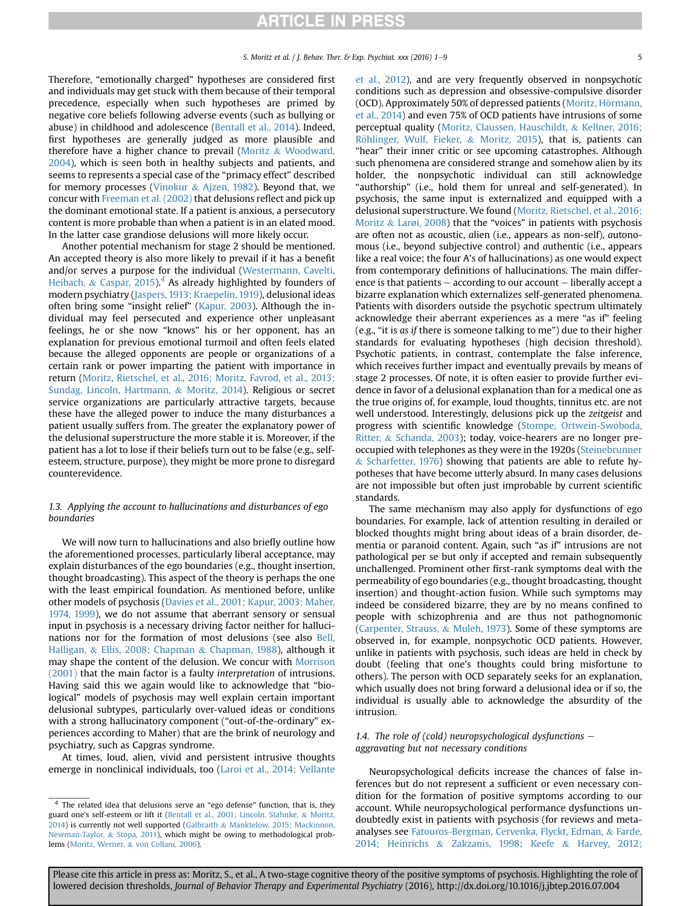Therefore, "emotionally charged" hypotheses are considered first and individuals may get stuck with them because of their temporal precedence, especially when such hypotheses are primed by negative core beliefs following adverse events (such as bullying or abuse) in childhood and adolescence (Bentall et al., 2014). Indeed, first hypotheses are generally judged as more plausible and therefore have a higher chance to prevail (Moritz & Woodward, 2004), which is seen both in healthy subjects and patients, and seems to represents a special case of the "primacy effect" described for memory processes (Vinokur & Ajzen, 1982). Beyond that, we concur with Freeman et al. (2002) that delusions reflect and pick up the dominant emotional state. If a patient is anxious, a persecutory content is more probable than when a patient is in an elated mood. In the latter case grandiose delusions will more likely occur.

Another potential mechanism for stage 2 should be mentioned. An accepted theory is also more likely to prevail if it has a benefit and/or serves a purpose for the individual (Westermann, Cavelti, Heibach, & Caspar, 2015).[4] As already highlighted by founders of modern psychiatry (Jaspers, 1913; Kraepelin, 1919), delusional ideas often bring some "insight relief" (Kapur, 2003). Although the individual may feel persecuted and experience other unpleasant feelings, he or she now "knows" his or her opponent, has an explanation for previous emotional turmoil and often feels elated because the alleged opponents are people or organizations of a certain rank or power imparting the patient with importance in return (Moritz, Rietschel, et al., 2016; Moritz, Favrod, et al., 2013; Sundag, Lincoln, Hartmann, & Moritz, 2014). Religious or secret service organizations are particularly attractive targets, because these have the alleged power to induce the many disturbances a patient usually suffers from. The greater the explanatory power of the delusional superstructure the more stable it is. Moreover, if the patient has a lot to lose if their beliefs turn out to be false (e.g., self-esteem, structure, purpose), they might be more prone to disregard counterevidence.

### 1.3. Applying the account to hallucinations and disturbances of ego boundaries

We will now turn to hallucinations and also briefly outline how the aforementioned processes, particularly liberal acceptance, may explain disturbances of the ego boundaries (e.g., thought insertion, thought broadcasting). This aspect of the theory is perhaps the one with the least empirical foundation. As mentioned before, unlike other models of psychosis (Davies et al., 2001; Kapur, 2003; Maher, 1974, 1999), we do not assume that aberrant sensory or sensual input in psychosis is a necessary driving factor neither for hallucinations nor for the formation of most delusions (see also Bell, Halligan, & Ellis, 2008; Chapman & Chapman, 1988), although it may shape the content of the delusion. We concur with Morrison (2001) that the main factor is a faulty *interpretation* of intrusions. Having said this we again would like to acknowledge that "biological" models of psychosis may well explain certain important delusional subtypes, particularly over-valued ideas or conditions with a strong hallucinatory component ("out-of-the-ordinary" experiences according to Maher) that are the brink of neurology and psychiatry, such as Capgras syndrome.

At times, loud, alien, vivid and persistent intrusive thoughts emerge in nonclinical individuals, too (Laroi et al., 2014; Vellante et al., 2012), and are very frequently observed in nonpsychotic conditions such as depression and obsessive-compulsive disorder (OCD). Approximately 50% of depressed patients (Moritz, Hörmann, et al., 2014) and even 75% of OCD patients have intrusions of some perceptual quality (Moritz, Claussen, Hauschildt, & Kellner, 2016; Röhlinger, Wulf, Fieker, & Moritz, 2015), that is, patients can "hear" their inner critic or see upcoming catastrophes. Although such phenomena are considered strange and somehow alien by its holder, the nonpsychotic individual can still acknowledge "authorship" (i.e., hold them for unreal and self-generated). In psychosis, the same input is externalized and equipped with a delusional superstructure. We found (Moritz, Rietschel, et al., 2016; Moritz & Larøi, 2008) that the "voices" in patients with psychosis are often not as *a*coustic, *a*lien (i.e., appears as non-self), *a*utonomous (i.e., beyond subjective control) and *a*uthentic (i.e., appears like a real voice; the four A's of hallucinations) as one would expect from contemporary definitions of hallucinations. The main difference is that patients – according to our account – liberally accept a bizarre explanation which externalizes self-generated phenomena. Patients with disorders outside the psychotic spectrum ultimately acknowledge their aberrant experiences as a mere "as if" feeling (e.g., "it is *as if* there is someone talking to me") due to their higher standards for evaluating hypotheses (high decision threshold). Psychotic patients, in contrast, contemplate the false inference, which receives further impact and eventually prevails by means of stage 2 processes. Of note, it is often easier to provide further evidence in favor of a delusional explanation than for a medical one as the true origins of, for example, loud thoughts, tinnitus etc. are not well understood. Interestingly, delusions pick up the *zeitgeist* and progress with scientific knowledge (Stompe, Ortwein-Swoboda, Ritter, & Schanda, 2003); today, voice-hearers are no longer preoccupied with telephones as they were in the 1920s (Steinebrunner & Scharfetter, 1976) showing that patients are able to refute hypotheses that have become utterly absurd. In many cases delusions are not impossible but often just improbable by current scientific standards.

The same mechanism may also apply for dysfunctions of ego boundaries. For example, lack of attention resulting in derailed or blocked thoughts might bring about ideas of a brain disorder, dementia or paranoid content. Again, such "as if" intrusions are not pathological per se but only if accepted and remain subsequently unchallenged. Prominent other first-rank symptoms deal with the permeability of ego boundaries (e.g., thought broadcasting, thought insertion) and thought-action fusion. While such symptoms may indeed be considered bizarre, they are by no means confined to people with schizophrenia and are thus not pathognomonic (Carpenter, Strauss, & Muleh, 1973). Some of these symptoms are observed in, for example, nonpsychotic OCD patients. However, unlike in patients with psychosis, such ideas are held in check by doubt (feeling that one's thoughts could bring misfortune to others). The person with OCD separately seeks for an explanation, which usually does not bring forward a delusional idea or if so, the individual is usually able to acknowledge the absurdity of the intrusion.

### 1.4. The role of (cold) neuropsychological dysfunctions – aggravating but not necessary conditions

Neuropsychological deficits increase the chances of false inferences but do not represent a sufficient or even necessary condition for the formation of positive symptoms according to our account. While neuropsychological performance dysfunctions undoubtedly exist in patients with psychosis (for reviews and meta-analyses see Fatouros-Bergman, Cervenka, Flyckt, Edman, & Farde, 2014; Heinrichs & Zakzanis, 1998; Keefe & Harvey, 2012;

---

[4] The related idea that delusions serve an "ego defense" function, that is, they guard one's self-esteem or lift it (Bentall et al., 2001; Lincoln, Stahnke, & Moritz, 2014) is currently not well supported (Galbraith & Manktelow, 2015; Mackinnon, Newman-Taylor, & Stopa, 2011), which might be owing to methodological problems (Moritz, Werner, & von Collani, 2006).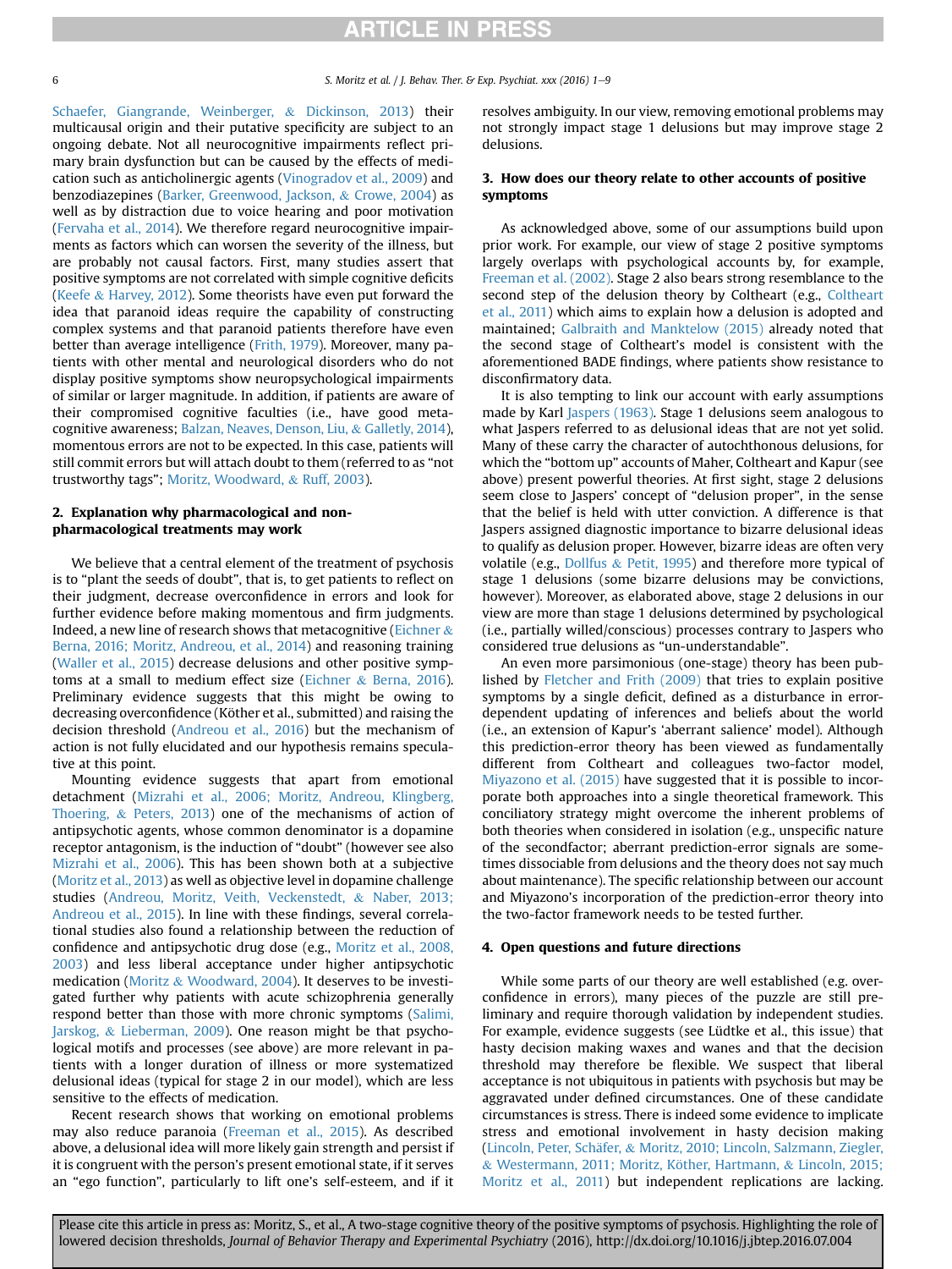Schaefer, Giangrande, Weinberger, & Dickinson, 2013) their multicausal origin and their putative specificity are subject to an ongoing debate. Not all neurocognitive impairments reflect primary brain dysfunction but can be caused by the effects of medication such as anticholinergic agents (Vinogradov et al., 2009) and benzodiazepines (Barker, Greenwood, Jackson, & Crowe, 2004) as well as by distraction due to voice hearing and poor motivation (Fervaha et al., 2014). We therefore regard neurocognitive impairments as factors which can worsen the severity of the illness, but are probably not causal factors. First, many studies assert that positive symptoms are not correlated with simple cognitive deficits (Keefe & Harvey, 2012). Some theorists have even put forward the idea that paranoid ideas require the capability of constructing complex systems and that paranoid patients therefore have even better than average intelligence (Frith, 1979). Moreover, many patients with other mental and neurological disorders who do not display positive symptoms show neuropsychological impairments of similar or larger magnitude. In addition, if patients are aware of their compromised cognitive faculties (i.e., have good metacognitive awareness; Balzan, Neaves, Denson, Liu, & Galletly, 2014), momentous errors are not to be expected. In this case, patients will still commit errors but will attach doubt to them (referred to as "not trustworthy tags"; Moritz, Woodward, & Ruff, 2003).

## 2. Explanation why pharmacological and non-pharmacological treatments may work

We believe that a central element of the treatment of psychosis is to "plant the seeds of doubt", that is, to get patients to reflect on their judgment, decrease overconfidence in errors and look for further evidence before making momentous and firm judgments. Indeed, a new line of research shows that metacognitive (Eichner & Berna, 2016; Moritz, Andreou, et al., 2014) and reasoning training (Waller et al., 2015) decrease delusions and other positive symptoms at a small to medium effect size (Eichner & Berna, 2016). Preliminary evidence suggests that this might be owing to decreasing overconfidence (Köther et al., submitted) and raising the decision threshold (Andreou et al., 2016) but the mechanism of action is not fully elucidated and our hypothesis remains speculative at this point.

Mounting evidence suggests that apart from emotional detachment (Mizrahi et al., 2006; Moritz, Andreou, Klingberg, Thoering, & Peters, 2013) one of the mechanisms of action of antipsychotic agents, whose common denominator is a dopamine receptor antagonism, is the induction of "doubt" (however see also Mizrahi et al., 2006). This has been shown both at a subjective (Moritz et al., 2013) as well as objective level in dopamine challenge studies (Andreou, Moritz, Veith, Veckenstedt, & Naber, 2013; Andreou et al., 2015). In line with these findings, several correlational studies also found a relationship between the reduction of confidence and antipsychotic drug dose (e.g., Moritz et al., 2008, 2003) and less liberal acceptance under higher antipsychotic medication (Moritz & Woodward, 2004). It deserves to be investigated further why patients with acute schizophrenia generally respond better than those with more chronic symptoms (Salimi, Jarskog, & Lieberman, 2009). One reason might be that psychological motifs and processes (see above) are more relevant in patients with a longer duration of illness or more systematized delusional ideas (typical for stage 2 in our model), which are less sensitive to the effects of medication.

Recent research shows that working on emotional problems may also reduce paranoia (Freeman et al., 2015). As described above, a delusional idea will more likely gain strength and persist if it is congruent with the person's present emotional state, if it serves an "ego function", particularly to lift one's self-esteem, and if it resolves ambiguity. In our view, removing emotional problems may not strongly impact stage 1 delusions but may improve stage 2 delusions.

## 3. How does our theory relate to other accounts of positive symptoms

As acknowledged above, some of our assumptions build upon prior work. For example, our view of stage 2 positive symptoms largely overlaps with psychological accounts by, for example, Freeman et al. (2002). Stage 2 also bears strong resemblance to the second step of the delusion theory by Coltheart (e.g., Coltheart et al., 2011) which aims to explain how a delusion is adopted and maintained; Galbraith and Manktelow (2015) already noted that the second stage of Coltheart's model is consistent with the aforementioned BADE findings, where patients show resistance to disconfirmatory data.

It is also tempting to link our account with early assumptions made by Karl Jaspers (1963). Stage 1 delusions seem analogous to what Jaspers referred to as delusional ideas that are not yet solid. Many of these carry the character of autochthonous delusions, for which the "bottom up" accounts of Maher, Coltheart and Kapur (see above) present powerful theories. At first sight, stage 2 delusions seem close to Jaspers' concept of "delusion proper", in the sense that the belief is held with utter conviction. A difference is that Jaspers assigned diagnostic importance to bizarre delusional ideas to qualify as delusion proper. However, bizarre ideas are often very volatile (e.g., Dollfus & Petit, 1995) and therefore more typical of stage 1 delusions (some bizarre delusions may be convictions, however). Moreover, as elaborated above, stage 2 delusions in our view are more than stage 1 delusions determined by psychological (i.e., partially willed/conscious) processes contrary to Jaspers who considered true delusions as "un-understandable".

An even more parsimonious (one-stage) theory has been published by Fletcher and Frith (2009) that tries to explain positive symptoms by a single deficit, defined as a disturbance in error-dependent updating of inferences and beliefs about the world (i.e., an extension of Kapur's 'aberrant salience' model). Although this prediction-error theory has been viewed as fundamentally different from Coltheart and colleagues two-factor model, Miyazono et al. (2015) have suggested that it is possible to incorporate both approaches into a single theoretical framework. This conciliatory strategy might overcome the inherent problems of both theories when considered in isolation (e.g., unspecific nature of the secondfactor; aberrant prediction-error signals are sometimes dissociable from delusions and the theory does not say much about maintenance). The specific relationship between our account and Miyazono's incorporation of the prediction-error theory into the two-factor framework needs to be tested further.

## 4. Open questions and future directions

While some parts of our theory are well established (e.g. overconfidence in errors), many pieces of the puzzle are still preliminary and require thorough validation by independent studies. For example, evidence suggests (see Lüdtke et al., this issue) that hasty decision making waxes and wanes and that the decision threshold may therefore be flexible. We suspect that liberal acceptance is not ubiquitous in patients with psychosis but may be aggravated under defined circumstances. One of these candidate circumstances is stress. There is indeed some evidence to implicate stress and emotional involvement in hasty decision making (Lincoln, Peter, Schäfer, & Moritz, 2010; Lincoln, Salzmann, Ziegler, & Westermann, 2011; Moritz, Köther, Hartmann, & Lincoln, 2015; Moritz et al., 2011) but independent replications are lacking.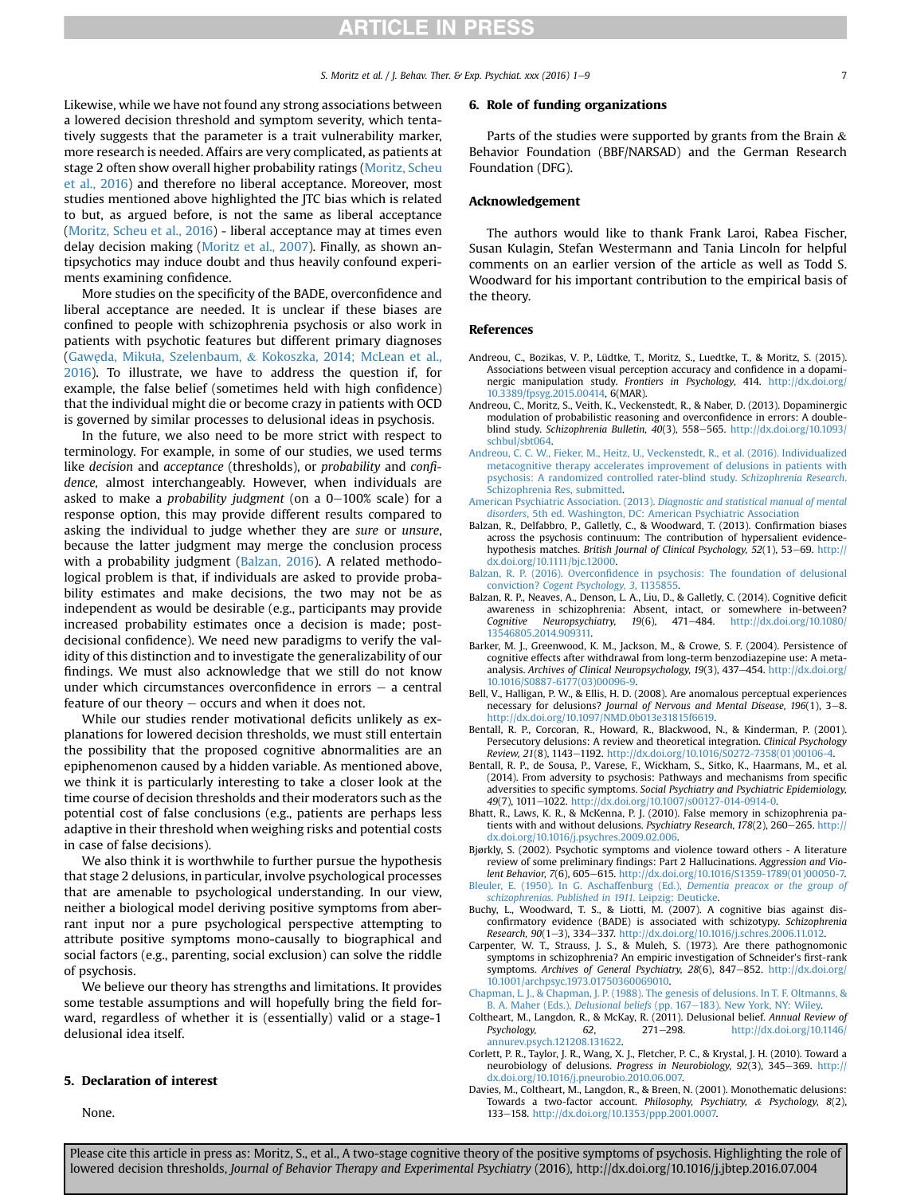Likewise, while we have not found any strong associations between a lowered decision threshold and symptom severity, which tentatively suggests that the parameter is a trait vulnerability marker, more research is needed. Affairs are very complicated, as patients at stage 2 often show overall higher probability ratings (Moritz, Scheu et al., 2016) and therefore no liberal acceptance. Moreover, most studies mentioned above highlighted the JTC bias which is related to but, as argued before, is not the same as liberal acceptance (Moritz, Scheu et al., 2016) - liberal acceptance may at times even delay decision making (Moritz et al., 2007). Finally, as shown antipsychotics may induce doubt and thus heavily confound experiments examining confidence.

More studies on the specificity of the BADE, overconfidence and liberal acceptance are needed. It is unclear if these biases are confined to people with schizophrenia psychosis or also work in patients with psychotic features but different primary diagnoses (Gawęda, Mikuła, Szelenbaum, & Kokoszka, 2014; McLean et al., 2016). To illustrate, we have to address the question if, for example, the false belief (sometimes held with high confidence) that the individual might die or become crazy in patients with OCD is governed by similar processes to delusional ideas in psychosis.

In the future, we also need to be more strict with respect to terminology. For example, in some of our studies, we used terms like *decision* and *acceptance* (thresholds), or *probability* and *confidence*, almost interchangeably. However, when individuals are asked to make a *probability judgment* (on a 0–100% scale) for a response option, this may provide different results compared to asking the individual to judge whether they are *sure* or *unsure*, because the latter judgment may merge the conclusion process with a probability judgment (Balzan, 2016). A related methodological problem is that, if individuals are asked to provide probability estimates and make decisions, the two may not be as independent as would be desirable (e.g., participants may provide increased probability estimates once a decision is made; post-decisional confidence). We need new paradigms to verify the validity of this distinction and to investigate the generalizability of our findings. We must also acknowledge that we still do not know under which circumstances overconfidence in errors – a central feature of our theory – occurs and when it does not.

While our studies render motivational deficits unlikely as explanations for lowered decision thresholds, we must still entertain the possibility that the proposed cognitive abnormalities are an epiphenomenon caused by a hidden variable. As mentioned above, we think it is particularly interesting to take a closer look at the time course of decision thresholds and their moderators such as the potential cost of false conclusions (e.g., patients are perhaps less adaptive in their threshold when weighing risks and potential costs in case of false decisions).

We also think it is worthwhile to further pursue the hypothesis that stage 2 delusions, in particular, involve psychological processes that are amenable to psychological understanding. In our view, neither a biological model deriving positive symptoms from aberrant input nor a pure psychological perspective attempting to attribute positive symptoms mono-causally to biographical and social factors (e.g., parenting, social exclusion) can solve the riddle of psychosis.

We believe our theory has strengths and limitations. It provides some testable assumptions and will hopefully bring the field forward, regardless of whether it is (essentially) valid or a stage-1 delusional idea itself.

## 5. Declaration of interest

None.

## 6. Role of funding organizations

Parts of the studies were supported by grants from the Brain & Behavior Foundation (BBF/NARSAD) and the German Research Foundation (DFG).

## Acknowledgement

The authors would like to thank Frank Laroi, Rabea Fischer, Susan Kulagin, Stefan Westermann and Tania Lincoln for helpful comments on an earlier version of the article as well as Todd S. Woodward for his important contribution to the empirical basis of the theory.

## References

Andreou, C., Bozikas, V. P., Lüdtke, T., Moritz, S., Luedtke, T., & Moritz, S. (2015). Associations between visual perception accuracy and confidence in a dopaminergic manipulation study. *Frontiers in Psychology*, 414. http://dx.doi.org/10.3389/fpsyg.2015.00414, 6(MAR).

Andreou, C., Moritz, S., Veith, K., Veckenstedt, R., & Naber, D. (2013). Dopaminergic modulation of probabilistic reasoning and overconfidence in errors: A double-blind study. *Schizophrenia Bulletin, 40*(3), 558–565. http://dx.doi.org/10.1093/schbul/sbt064.

Andreou, C. C. W., Fieker, M., Heitz, U., Veckenstedt, R., et al. (2016). Individualized metacognitive therapy accelerates improvement of delusions in patients with psychosis: A randomized controlled rater-blind study. *Schizophrenia Research*. Schizophrenia Res, submitted.

American Psychiatric Association. (2013). *Diagnostic and statistical manual of mental disorders*, 5th ed. Washington, DC: American Psychiatric Association

Balzan, R., Delfabbro, P., Galletly, C., & Woodward, T. (2013). Confirmation biases across the psychosis continuum: The contribution of hypersalient evidence-hypothesis matches. *British Journal of Clinical Psychology, 52*(1), 53–69. http://dx.doi.org/10.1111/bjc.12000.

Balzan, R. P. (2016). Overconfidence in psychosis: The foundation of delusional conviction? *Cogent Psychology, 3*, 1135855.

Balzan, R. P., Neaves, A., Denson, L. A., Liu, D., & Galletly, C. (2014). Cognitive deficit awareness in schizophrenia: Absent, intact, or somewhere in-between? *Cognitive Neuropsychiatry, 19*(6), 471–484. http://dx.doi.org/10.1080/13546805.2014.909311.

Barker, M. J., Greenwood, K. M., Jackson, M., & Crowe, S. F. (2004). Persistence of cognitive effects after withdrawal from long-term benzodiazepine use: A meta-analysis. *Archives of Clinical Neuropsychology, 19*(3), 437–454. http://dx.doi.org/10.1016/S0887-6177(03)00096-9.

Bell, V., Halligan, P. W., & Ellis, H. D. (2008). Are anomalous perceptual experiences necessary for delusions? *Journal of Nervous and Mental Disease, 196*(1), 3–8. http://dx.doi.org/10.1097/NMD.0b013e31815f6619.

Bentall, R. P., Corcoran, R., Howard, R., Blackwood, N., & Kinderman, P. (2001). Persecutory delusions: A review and theoretical integration. *Clinical Psychology Review, 21*(8), 1143–1192. http://dx.doi.org/10.1016/S0272-7358(01)00106-4.

Bentall, R. P., de Sousa, P., Varese, F., Wickham, S., Sitko, K., Haarmans, M., et al. (2014). From adversity to psychosis: Pathways and mechanisms from specific adversities to specific symptoms. *Social Psychiatry and Psychiatric Epidemiology, 49*(7), 1011–1022. http://dx.doi.org/10.1007/s00127-014-0914-0.

Bhatt, R., Laws, K. R., & McKenna, P. J. (2010). False memory in schizophrenia patients with and without delusions. *Psychiatry Research, 178*(2), 260–265. http://dx.doi.org/10.1016/j.psychres.2009.02.006.

Bjørkly, S. (2002). Psychotic symptoms and violence toward others - A literature review of some preliminary findings: Part 2 Hallucinations. *Aggression and Violent Behavior, 7*(6), 605–615. http://dx.doi.org/10.1016/S1359-1789(01)00050-7.

Bleuler, E. (1950). In G. Aschaffenburg (Ed.), *Dementia preacox or the group of schizophrenias. Published in 1911.* Leipzig: Deuticke.

Buchy, L., Woodward, T. S., & Liotti, M. (2007). A cognitive bias against disconfirmatory evidence (BADE) is associated with schizotypy. *Schizophrenia Research, 90*(1–3), 334–337. http://dx.doi.org/10.1016/j.schres.2006.11.012.

Carpenter, W. T., Strauss, J. S., & Muleh, S. (1973). Are there pathognomonic symptoms in schizophrenia? An empiric investigation of Schneider's first-rank symptoms. *Archives of General Psychiatry, 28*(6), 847–852. http://dx.doi.org/10.1001/archpsyc.1973.01750360069010.

Chapman, L. J., & Chapman, J. P. (1988). The genesis of delusions. In T. F. Oltmanns, & B. A. Maher (Eds.), *Delusional beliefs* (pp. 167–183). New York, NY: Wiley.

Coltheart, M., Langdon, R., & McKay, R. (2011). Delusional belief. *Annual Review of Psychology, 62*, 271–298. http://dx.doi.org/10.1146/annurev.psych.121208.131622.

Corlett, P. R., Taylor, J. R., Wang, X. J., Fletcher, P. C., & Krystal, J. H. (2010). Toward a neurobiology of delusions. *Progress in Neurobiology, 92*(3), 345–369. http://dx.doi.org/10.1016/j.pneurobio.2010.06.007.

Davies, M., Coltheart, M., Langdon, R., & Breen, N. (2001). Monothematic delusions: Towards a two-factor account. *Philosophy, Psychiatry, & Psychology, 8*(2), 133–158. http://dx.doi.org/10.1353/ppp.2001.0007.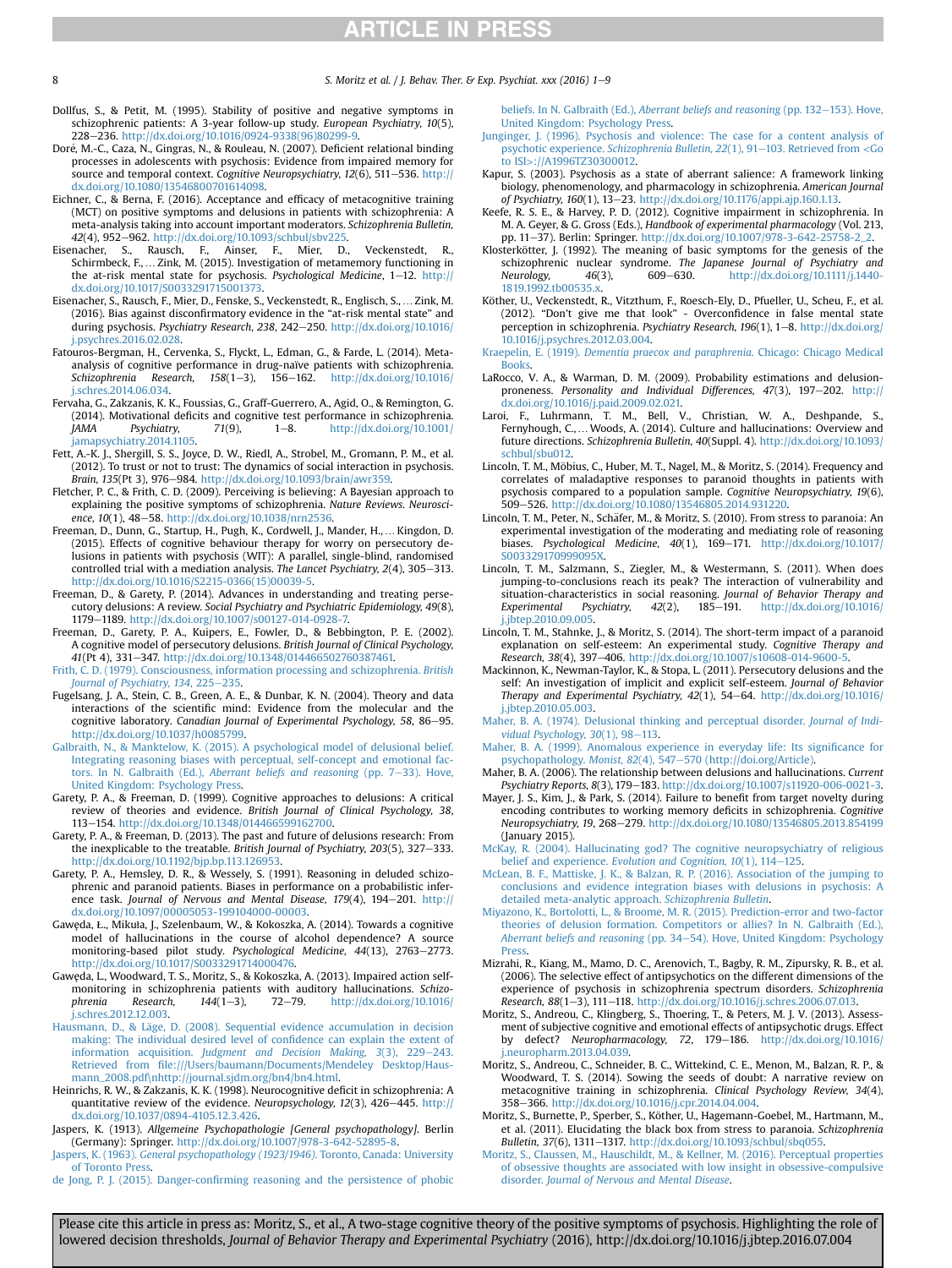Dollfus, S., & Petit, M. (1995). Stability of positive and negative symptoms in schizophrenic patients: A 3-year follow-up study. *European Psychiatry, 10*(5), 228–236. http://dx.doi.org/10.1016/0924-9338(96)80299-9.

Doré, M.-C., Caza, N., Gingras, N., & Rouleau, N. (2007). Deficient relational binding processes in adolescents with psychosis: Evidence from impaired memory for source and temporal context. *Cognitive Neuropsychiatry, 12*(6), 511–536. http://dx.doi.org/10.1080/13546800701614098.

Eichner, C., & Berna, F. (2016). Acceptance and efficacy of metacognitive training (MCT) on positive symptoms and delusions in patients with schizophrenia: A meta-analysis taking into account important moderators. *Schizophrenia Bulletin, 42*(4), 952–962. http://dx.doi.org/10.1093/schbul/sbv225.

Eisenacher, S., Rausch, F., Ainser, F., Mier, D., Veckenstedt, R., Schirmbeck, F., … Zink, M. (2015). Investigation of metamemory functioning in the at-risk mental state for psychosis. *Psychological Medicine*, 1–12. http://dx.doi.org/10.1017/S0033291715001373.

Eisenacher, S., Rausch, F., Mier, D., Fenske, S., Veckenstedt, R., Englisch, S., … Zink, M. (2016). Bias against disconfirmatory evidence in the "at-risk mental state" and during psychosis. *Psychiatry Research, 238*, 242–250. http://dx.doi.org/10.1016/j.psychres.2016.02.028.

Fatouros-Bergman, H., Cervenka, S., Flyckt, L., Edman, G., & Farde, L. (2014). Meta-analysis of cognitive performance in drug-naïve patients with schizophrenia. *Schizophrenia Research, 158*(1–3), 156–162. http://dx.doi.org/10.1016/j.schres.2014.06.034.

Fervaha, G., Zakzanis, K. K., Foussias, G., Graff-Guerrero, A., Agid, O., & Remington, G. (2014). Motivational deficits and cognitive test performance in schizophrenia. *JAMA Psychiatry, 71*(9), 1–8. http://dx.doi.org/10.1001/jamapsychiatry.2014.1105.

Fett, A.-K. J., Shergill, S. S., Joyce, D. W., Riedl, A., Strobel, M., Gromann, P. M., et al. (2012). To trust or not to trust: The dynamics of social interaction in psychosis. *Brain, 135*(Pt 3), 976–984. http://dx.doi.org/10.1093/brain/awr359.

Fletcher, P. C., & Frith, C. D. (2009). Perceiving is believing: A Bayesian approach to explaining the positive symptoms of schizophrenia. *Nature Reviews. Neuroscience, 10*(1), 48–58. http://dx.doi.org/10.1038/nrn2536.

Freeman, D., Dunn, G., Startup, H., Pugh, K., Cordwell, J., Mander, H., … Kingdon, D. (2015). Effects of cognitive behaviour therapy for worry on persecutory delusions in patients with psychosis (WIT): A parallel, single-blind, randomised controlled trial with a mediation analysis. *The Lancet Psychiatry, 2*(4), 305–313. http://dx.doi.org/10.1016/S2215-0366(15)00039-5.

Freeman, D., & Garety, P. (2014). Advances in understanding and treating persecutory delusions: A review. *Social Psychiatry and Psychiatric Epidemiology, 49*(8), 1179–1189. http://dx.doi.org/10.1007/s00127-014-0928-7.

Freeman, D., Garety, P. A., Kuipers, E., Fowler, D., & Bebbington, P. E. (2002). A cognitive model of persecutory delusions. *British Journal of Clinical Psychology, 41*(Pt 4), 331–347. http://dx.doi.org/10.1348/014466502760387461.

Frith, C. D. (1979). Consciousness, information processing and schizophrenia. *British Journal of Psychiatry, 134*, 225–235.

Fugelsang, J. A., Stein, C. B., Green, A. E., & Dunbar, K. N. (2004). Theory and data interactions of the scientific mind: Evidence from the molecular and the cognitive laboratory. *Canadian Journal of Experimental Psychology, 58*, 86–95. http://dx.doi.org/10.1037/h0085799.

Galbraith, N., & Manktelow, K. (2015). A psychological model of delusional belief. Integrating reasoning biases with perceptual, self-concept and emotional factors. In N. Galbraith (Ed.), *Aberrant beliefs and reasoning* (pp. 7–33). Hove, United Kingdom: Psychology Press.

Garety, P. A., & Freeman, D. (1999). Cognitive approaches to delusions: A critical review of theories and evidence. *British Journal of Clinical Psychology, 38*, 113–154. http://dx.doi.org/10.1348/014466599162700.

Garety, P. A., & Freeman, D. (2013). The past and future of delusions research: From the inexplicable to the treatable. *British Journal of Psychiatry, 203*(5), 327–333. http://dx.doi.org/10.1192/bjp.bp.113.126953.

Garety, P. A., Hemsley, D. R., & Wessely, S. (1991). Reasoning in deluded schizophrenic and paranoid patients. Biases in performance on a probabilistic inference task. *Journal of Nervous and Mental Disease, 179*(4), 194–201. http://dx.doi.org/10.1097/00005053-199104000-00003.

Gawęda, Ł., Mikuła, J., Szelenbaum, W., & Kokoszka, A. (2014). Towards a cognitive model of hallucinations in the course of alcohol dependence? A source monitoring-based pilot study. *Psychological Medicine, 44*(13), 2763–2773. http://dx.doi.org/10.1017/S0033291714000476.

Gawęda, L., Woodward, T. S., Moritz, S., & Kokoszka, A. (2013). Impaired action self-monitoring in schizophrenia patients with auditory hallucinations. *Schizophrenia Research, 144*(1–3), 72–79. http://dx.doi.org/10.1016/j.schres.2012.12.003.

Hausmann, D., & Läge, D. (2008). Sequential evidence accumulation in decision making: The individual desired level of confidence can explain the extent of information acquisition. *Judgment and Decision Making, 3*(3), 229–243. Retrieved from file:///Users/baumann/Documents/Mendeley Desktop/Hausmann_2008.pdf\nhttp://journal.sjdm.org/bn4/bn4.html.

Heinrichs, R. W., & Zakzanis, K. K. (1998). Neurocognitive deficit in schizophrenia: A quantitative review of the evidence. *Neuropsychology, 12*(3), 426–445. http://dx.doi.org/10.1037/0894-4105.12.3.426.

Jaspers, K. (1913). *Allgemeine Psychopathologie [General psychopathology]*. Berlin (Germany): Springer. http://dx.doi.org/10.1007/978-3-642-52895-8.

Jaspers, K. (1963). *General psychopathology (1923/1946)*. Toronto, Canada: University of Toronto Press.

de Jong, P. J. (2015). Danger-confirming reasoning and the persistence of phobic beliefs. In N. Galbraith (Ed.), *Aberrant beliefs and reasoning* (pp. 132–153). Hove, United Kingdom: Psychology Press.

Junginger, J. (1996). Psychosis and violence: The case for a content analysis of psychotic experience. *Schizophrenia Bulletin, 22*(1), 91–103. Retrieved from <Go to ISI>://A1996TZ30300012.

Kapur, S. (2003). Psychosis as a state of aberrant salience: A framework linking biology, phenomenology, and pharmacology in schizophrenia. *American Journal of Psychiatry, 160*(1), 13–23. http://dx.doi.org/10.1176/appi.ajp.160.1.13.

Keefe, R. S. E., & Harvey, P. D. (2012). Cognitive impairment in schizophrenia. In M. A. Geyer, & G. Gross (Eds.), *Handbook of experimental pharmacology* (Vol. 213, pp. 11–37). Berlin: Springer. http://dx.doi.org/10.1007/978-3-642-25758-2_2.

Klosterkötter, J. (1992). The meaning of basic symptoms for the genesis of the schizophrenic nuclear syndrome. *The Japanese Journal of Psychiatry and Neurology, 46*(3), 609–630. http://dx.doi.org/10.1111/j.1440-1819.1992.tb00535.x.

Köther, U., Veckenstedt, R., Vitzthum, F., Roesch-Ely, D., Pfueller, U., Scheu, F., et al. (2012). "Don't give me that look" - Overconfidence in false mental state perception in schizophrenia. *Psychiatry Research, 196*(1), 1–8. http://dx.doi.org/10.1016/j.psychres.2012.03.004.

Kraepelin, E. (1919). *Dementia praecox and paraphrenia*. Chicago: Chicago Medical Books.

LaRocco, V. A., & Warman, D. M. (2009). Probability estimations and delusion-proneness. *Personality and Individual Differences, 47*(3), 197–202. http://dx.doi.org/10.1016/j.paid.2009.02.021.

Laroi, F., Luhrmann, T. M., Bell, V., Christian, W. A., Deshpande, S., Fernyhough, C., … Woods, A. (2014). Culture and hallucinations: Overview and future directions. *Schizophrenia Bulletin, 40*(Suppl. 4). http://dx.doi.org/10.1093/schbul/sbu012.

Lincoln, T. M., Möbius, C., Huber, M. T., Nagel, M., & Moritz, S. (2014). Frequency and correlates of maladaptive responses to paranoid thoughts in patients with psychosis compared to a population sample. *Cognitive Neuropsychiatry, 19*(6), 509–526. http://dx.doi.org/10.1080/13546805.2014.931220.

Lincoln, T. M., Peter, N., Schäfer, M., & Moritz, S. (2010). From stress to paranoia: An experimental investigation of the moderating and mediating role of reasoning biases. *Psychological Medicine, 40*(1), 169–171. http://dx.doi.org/10.1017/S003329170999095X.

Lincoln, T. M., Salzmann, S., Ziegler, M., & Westermann, S. (2011). When does jumping-to-conclusions reach its peak? The interaction of vulnerability and situation-characteristics in social reasoning. *Journal of Behavior Therapy and Experimental Psychiatry, 42*(2), 185–191. http://dx.doi.org/10.1016/j.jbtep.2010.09.005.

Lincoln, T. M., Stahnke, J., & Moritz, S. (2014). The short-term impact of a paranoid explanation on self-esteem: An experimental study. *Cognitive Therapy and Research, 38*(4), 397–406. http://dx.doi.org/10.1007/s10608-014-9600-5.

Mackinnon, K., Newman-Taylor, K., & Stopa, L. (2011). Persecutory delusions and the self: An investigation of implicit and explicit self-esteem. *Journal of Behavior Therapy and Experimental Psychiatry, 42*(1), 54–64. http://dx.doi.org/10.1016/j.jbtep.2010.05.003.

Maher, B. A. (1974). Delusional thinking and perceptual disorder. *Journal of Individual Psychology, 30*(1), 98–113.

Maher, B. A. (1999). Anomalous experience in everyday life: Its significance for psychopathology. *Monist, 82*(4), 547–570 (http://doi.org/Article).

Maher, B. A. (2006). The relationship between delusions and hallucinations. *Current Psychiatry Reports, 8*(3), 179–183. http://dx.doi.org/10.1007/s11920-006-0021-3.

Mayer, J. S., Kim, J., & Park, S. (2014). Failure to benefit from target novelty during encoding contributes to working memory deficits in schizophrenia. *Cognitive Neuropsychiatry, 19*, 268–279. http://dx.doi.org/10.1080/13546805.2013.854199 (January 2015).

McKay, R. (2004). Hallucinating god? The cognitive neuropsychiatry of religious belief and experience. *Evolution and Cognition, 10*(1), 114–125.

McLean, B. F., Mattiske, J. K., & Balzan, R. P. (2016). Association of the jumping to conclusions and evidence integration biases with delusions in psychosis: A detailed meta-analytic approach. *Schizophrenia Bulletin*.

Miyazono, K., Bortolotti, L., & Broome, M. R. (2015). Prediction-error and two-factor theories of delusion formation. Competitors or allies? In N. Galbraith (Ed.), *Aberrant beliefs and reasoning* (pp. 34–54). Hove, United Kingdom: Psychology Press.

Mizrahi, R., Kiang, M., Mamo, D. C., Arenovich, T., Bagby, R. M., Zipursky, R. B., et al. (2006). The selective effect of antipsychotics on the different dimensions of the experience of psychosis in schizophrenia spectrum disorders. *Schizophrenia Research, 88*(1–3), 111–118. http://dx.doi.org/10.1016/j.schres.2006.07.013.

Moritz, S., Andreou, C., Klingberg, S., Thoering, T., & Peters, M. J. V. (2013). Assessment of subjective cognitive and emotional effects of antipsychotic drugs. Effect by defect? *Neuropharmacology, 72*, 179–186. http://dx.doi.org/10.1016/j.neuropharm.2013.04.039.

Moritz, S., Andreou, C., Schneider, B. C., Wittekind, C. E., Menon, M., Balzan, R. P., & Woodward, T. S. (2014). Sowing the seeds of doubt: A narrative review on metacognitive training in schizophrenia. *Clinical Psychology Review, 34*(4), 358–366. http://dx.doi.org/10.1016/j.cpr.2014.04.004.

Moritz, S., Burnette, P., Sperber, S., Köther, U., Hagemann-Goebel, M., Hartmann, M., et al. (2011). Elucidating the black box from stress to paranoia. *Schizophrenia Bulletin, 37*(6), 1311–1317. http://dx.doi.org/10.1093/schbul/sbq055.

Moritz, S., Claussen, M., Hauschildt, M., & Kellner, M. (2016). Perceptual properties of obsessive thoughts are associated with low insight in obsessive-compulsive disorder. *Journal of Nervous and Mental Disease*.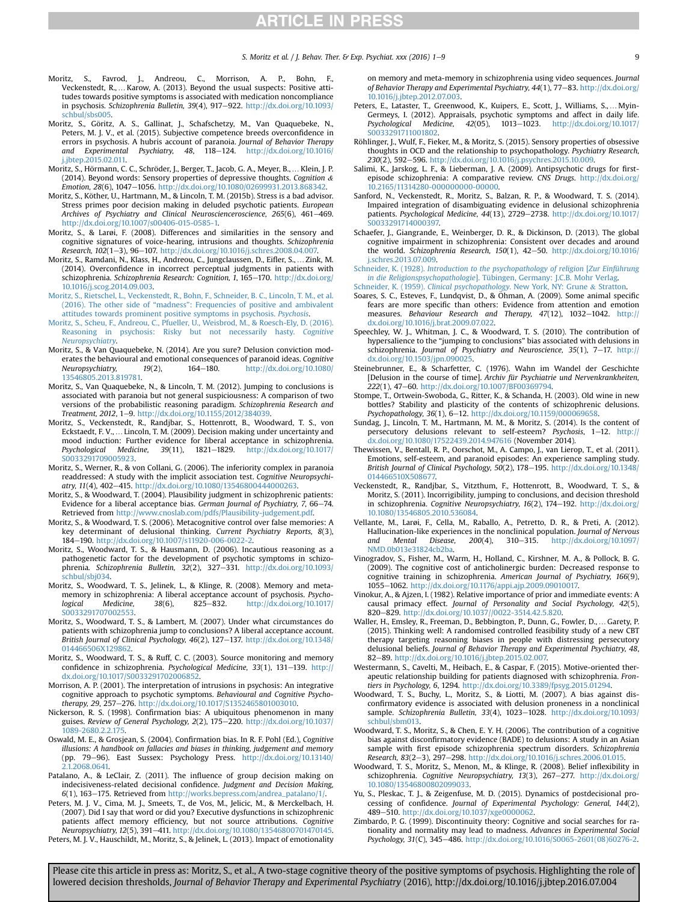Moritz, S., Favrod, J., Andreou, C., Morrison, A. P., Bohn, F., Veckenstedt, R., … Karow, A. (2013). Beyond the usual suspects: Positive attitudes towards positive symptoms is associated with medication noncompliance in psychosis. *Schizophrenia Bulletin, 39*(4), 917–922. http://dx.doi.org/10.1093/schbul/sbs005.

Moritz, S., Göritz, A. S., Gallinat, J., Schafschetzy, M., Van Quaquebeke, N., Peters, M. J. V., et al. (2015). Subjective competence breeds overconfidence in errors in psychosis. A hubris account of paranoia. *Journal of Behavior Therapy and Experimental Psychiatry, 48*, 118–124. http://dx.doi.org/10.1016/j.jbtep.2015.02.011.

Moritz, S., Hörmann, C. C., Schröder, J., Berger, T., Jacob, G. A., Meyer, B., … Klein, J. P. (2014). Beyond words: Sensory properties of depressive thoughts. *Cognition & Emotion, 28*(6), 1047–1056. http://dx.doi.org/10.1080/02699931.2013.868342.

Moritz, S., Köther, U., Hartmann, M., & Lincoln, T. M. (2015b). Stress is a bad advisor. Stress primes poor decision making in deluded psychotic patients. *European Archives of Psychiatry and Clinical Neurosciencerosceince, 265*(6), 461–469. http://dx.doi.org/10.1007/s00406-015-0585-1.

Moritz, S., & Larøi, F. (2008). Differences and similarities in the sensory and cognitive signatures of voice-hearing, intrusions and thoughts. *Schizophrenia Research, 102*(1–3), 96–107. http://dx.doi.org/10.1016/j.schres.2008.04.007.

Moritz, S., Ramdani, N., Klass, H., Andreou, C., Jungclaussen, D., Eifler, S., … Zink, M. (2014). Overconfidence in incorrect perceptual judgments in patients with schizophrenia. *Schizophrenia Research: Cognition, 1*, 165–170. http://dx.doi.org/10.1016/j.scog.2014.09.003.

Moritz, S., Rietschel, L., Veckenstedt, R., Bohn, F., Schneider, B. C., Lincoln, T. M., et al. (2016). The other side of "madness": Frequencies of positive and ambivalent attitudes towards prominent positive symptoms in psychosis. *Psychosis*.

Moritz, S., Scheu, F., Andreou, C., Pfueller, U., Weisbrod, M., & Roesch-Ely, D. (2016). Reasoning in psychosis: Risky but not necessarily hasty. *Cognitive Neuropsychiatry*.

Moritz, S., & Van Quaquebeke, N. (2014). Are you sure? Delusion conviction moderates the behavioural and emotional consequences of paranoid ideas. *Cognitive Neuropsychiatry, 19*(2), 164–180. http://dx.doi.org/10.1080/13546805.2013.819781.

Moritz, S., Van Quaquebeke, N., & Lincoln, T. M. (2012). Jumping to conclusions is associated with paranoia but not general suspiciousness: A comparison of two versions of the probabilistic reasoning paradigm. *Schizophrenia Research and Treatment, 2012*, 1–9. http://dx.doi.org/10.1155/2012/384039.

Moritz, S., Veckenstedt, R., Randjbar, S., Hottenrott, B., Woodward, T. S., von Eckstaedt, F. V., … Lincoln, T. M. (2009). Decision making under uncertainty and mood induction: Further evidence for liberal acceptance in schizophrenia. *Psychological Medicine, 39*(11), 1821–1829. http://dx.doi.org/10.1017/S0033291709005923.

Moritz, S., Werner, R., & von Collani, G. (2006). The inferiority complex in paranoia readdressed: A study with the implicit association test. *Cognitive Neuropsychiatry, 11*(4), 402–415. http://dx.doi.org/10.1080/13546800444000263.

Moritz, S., & Woodward, T. (2004). Plausibility judgment in schizophrenic patients: Evidence for a liberal acceptance bias. *German Journal of Psychiatry, 7*, 66–74. Retrieved from http://www.cnoslab.com/pdfs/Plausibility-judgement.pdf.

Moritz, S., & Woodward, T. S. (2006). Metacognitive control over false memories: A key determinant of delusional thinking. *Current Psychiatry Reports, 8*(3), 184–190. http://dx.doi.org/10.1007/s11920-006-0022-2.

Moritz, S., Woodward, T. S., & Hausmann, D. (2006). Incautious reasoning as a pathogenetic factor for the development of psychotic symptoms in schizophrenia. *Schizophrenia Bulletin, 32*(2), 327–331. http://dx.doi.org/10.1093/schbul/sbj034.

Moritz, S., Woodward, T. S., Jelinek, L., & Klinge, R. (2008). Memory and metamemory in schizophrenia: A liberal acceptance account of psychosis. *Psychological Medicine, 38*(6), 825–832. http://dx.doi.org/10.1017/S0033291707002553.

Moritz, S., Woodward, T. S., & Lambert, M. (2007). Under what circumstances do patients with schizophrenia jump to conclusions? A liberal acceptance account. *British Journal of Clinical Psychology, 46*(2), 127–137. http://dx.doi.org/10.1348/014466506X129862.

Moritz, S., Woodward, T. S., & Ruff, C. C. (2003). Source monitoring and memory confidence in schizophrenia. *Psychological Medicine, 33*(1), 131–139. http://dx.doi.org/10.1017/S0033291702006852.

Morrison, A. P. (2001). The interpretation of intrusions in psychosis: An integrative cognitive approach to psychotic symptoms. *Behavioural and Cognitive Psychotherapy, 29*, 257–276. http://dx.doi.org/10.1017/S1352465801003010.

Nickerson, R. S. (1998). Confirmation bias: A ubiquitous phenomenon in many guises. *Review of General Psychology, 2*(2), 175–220. http://dx.doi.org/10.1037/1089-2680.2.2.175.

Oswald, M. E., & Grosjean, S. (2004). Confirmation bias. In R. F. Pohl (Ed.), *Cognitive illusions: A handbook on fallacies and biases in thinking, judgement and memory* (pp. 79–96). East Sussex: Psychology Press. http://dx.doi.org/10.13140/2.1.2068.0641.

Patalano, A., & LeClair, Z. (2011). The influence of group decision making on indecisiveness-related decisional confidence. *Judgment and Decision Making, 6*(1), 163–175. Retrieved from http://works.bepress.com/andrea_patalano/1/.

Peters, M. J. V., Cima, M. J., Smeets, T., de Vos, M., Jelicic, M., & Merckelbach, H. (2007). Did I say that word or did you? Executive dysfunctions in schizophrenic patients affect memory efficiency, but not source attributions. *Cognitive Neuropsychiatry, 12*(5), 391–411. http://dx.doi.org/10.1080/13546800701470145.

Peters, M. J. V., Hauschildt, M., Moritz, S., & Jelinek, L. (2013). Impact of emotionality on memory and meta-memory in schizophrenia using video sequences. *Journal of Behavior Therapy and Experimental Psychiatry, 44*(1), 77–83. http://dx.doi.org/10.1016/j.jbtep.2012.07.003.

Peters, E., Lataster, T., Greenwood, K., Kuipers, E., Scott, J., Williams, S., … Myin-Germeys, I. (2012). Appraisals, psychotic symptoms and affect in daily life. *Psychological Medicine, 42*(05), 1013–1023. http://dx.doi.org/10.1017/S0033291711001802.

Röhlinger, J., Wulf, F., Fieker, M., & Moritz, S. (2015). Sensory properties of obsessive thoughts in OCD and the relationship to psychopathology. *Psychiatry Research, 230*(2), 592–596. http://dx.doi.org/10.1016/j.psychres.2015.10.009.

Salimi, K., Jarskog, L. F., & Lieberman, J. A. (2009). Antipsychotic drugs for first-episode schizophrenia: A comparative review. *CNS Drugs*. http://dx.doi.org/10.2165/11314280-000000000-00000.

Sanford, N., Veckenstedt, R., Moritz, S., Balzan, R. P., & Woodward, T. S. (2014). Impaired integration of disambiguating evidence in delusional schizophrenia patients. *Psychological Medicine, 44*(13), 2729–2738. http://dx.doi.org/10.1017/S0033291714000397.

Schaefer, J., Giangrande, E., Weinberger, D. R., & Dickinson, D. (2013). The global cognitive impairment in schizophrenia: Consistent over decades and around the world. *Schizophrenia Research, 150*(1), 42–50. http://dx.doi.org/10.1016/j.schres.2013.07.009.

Schneider, K. (1928). *Introduction to the psychopathology of religion [Zur Einführung in die Religionspsychopathologie]*. Tübingen, Germany: J.C.B. Mohr Verlag.

Schneider, K. (1959). *Clinical psychopathology*. New York, NY: Grune & Stratton.

Soares, S. C., Esteves, F., Lundqvist, D., & Öhman, A. (2009). Some animal specific fears are more specific than others: Evidence from attention and emotion measures. *Behaviour Research and Therapy, 47*(12), 1032–1042. http://dx.doi.org/10.1016/j.brat.2009.07.022.

Speechley, W. J., Whitman, J. C., & Woodward, T. S. (2010). The contribution of hypersalience to the "jumping to conclusions" bias associated with delusions in schizophrenia. *Journal of Psychiatry and Neuroscience, 35*(1), 7–17. http://dx.doi.org/10.1503/jpn.090025.

Steinebrunner, E., & Scharfetter, C. (1976). Wahn im Wandel der Geschichte [Delusion in the course of time]. *Archiv für Psychiatrie und Nervenkrankheiten, 222*(1), 47–60. http://dx.doi.org/10.1007/BF00369794.

Stompe, T., Ortwein-Swoboda, G., Ritter, K., & Schanda, H. (2003). Old wine in new bottles? Stability and plasticity of the contents of schizophrenic delusions. *Psychopathology, 36*(1), 6–12. http://dx.doi.org/10.1159/000069658.

Sundag, J., Lincoln, T. M., Hartmann, M. M., & Moritz, S. (2014). Is the content of persecutory delusions relevant to self-esteem? *Psychosis*, 1–12. http://dx.doi.org/10.1080/17522439.2014.947616 (November 2014).

Thewissen, V., Bentall, R. P., Oorschot, M., A. Campo, J., van Lierop, T., et al. (2011). Emotions, self-esteem, and paranoid episodes: An experience sampling study. *British Journal of Clinical Psychology, 50*(2), 178–195. http://dx.doi.org/10.1348/014466510X508677.

Veckenstedt, R., Randjbar, S., Vitzthum, F., Hottenrott, B., Woodward, T. S., & Moritz, S. (2011). Incorrigibility, jumping to conclusions, and decision threshold in schizophrenia. *Cognitive Neuropsychiatry, 16*(2), 174–192. http://dx.doi.org/10.1080/13546805.2010.536084.

Vellante, M., Larøi, F., Cella, M., Raballo, A., Petretto, D. R., & Preti, A. (2012). Hallucination-like experiences in the nonclinical population. *Journal of Nervous and Mental Disease, 200*(4), 310–315. http://dx.doi.org/10.1097/NMD.0b013e31824cb2ba.

Vinogradov, S., Fisher, M., Warm, H., Holland, C., Kirshner, M. A., & Pollock, B. G. (2009). The cognitive cost of anticholinergic burden: Decreased response to cognitive training in schizophrenia. *American Journal of Psychiatry, 166*(9), 1055–1062. http://dx.doi.org/10.1176/appi.ajp.2009.09010017.

Vinokur, A., & Ajzen, I. (1982). Relative importance of prior and immediate events: A causal primacy effect. *Journal of Personality and Social Psychology, 42*(5), 820–829. http://dx.doi.org/10.1037//0022-3514.42.5.820.

Waller, H., Emsley, R., Freeman, D., Bebbington, P., Dunn, G., Fowler, D., … Garety, P. (2015). Thinking well: A randomised controlled feasibility study of a new CBT therapy targeting reasoning biases in people with distressing persecutory delusional beliefs. *Journal of Behavior Therapy and Experimental Psychiatry, 48*, 82–89. http://dx.doi.org/10.1016/j.jbtep.2015.02.007.

Westermann, S., Cavelti, M., Heibach, E., & Caspar, F. (2015). Motive-oriented therapeutic relationship building for patients diagnosed with schizophrenia. *Frontiers in Psychology, 6*, 1294. http://dx.doi.org/10.3389/fpsyg.2015.01294.

Woodward, T. S., Buchy, L., Moritz, S., & Liotti, M. (2007). A bias against disconfirmatory evidence is associated with delusion proneness in a nonclinical sample. *Schizophrenia Bulletin, 33*(4), 1023–1028. http://dx.doi.org/10.1093/schbul/sbm013.

Woodward, T. S., Moritz, S., & Chen, E. Y. H. (2006). The contribution of a cognitive bias against disconfirmatory evidence (BADE) to delusions: A study in an Asian sample with first episode schizophrenia spectrum disorders. *Schizophrenia Research, 83*(2–3), 297–298. http://dx.doi.org/10.1016/j.schres.2006.01.015.

Woodward, T. S., Moritz, S., Menon, M., & Klinge, R. (2008). Belief inflexibility in schizophrenia. *Cognitive Neuropsychiatry, 13*(3), 267–277. http://dx.doi.org/10.1080/13546800802099033.

Yu, S., Pleskac, T. J., & Zeigenfuse, M. D. (2015). Dynamics of postdecisional processing of confidence. *Journal of Experimental Psychology: General, 144*(2), 489–510. http://dx.doi.org/10.1037/xge0000062.

Zimbardo, P. G. (1999). Discontinuity theory: Cognitive and social searches for rationality and normality may lead to madness. *Advances in Experimental Social Psychology, 31*(C), 345–486. http://dx.doi.org/10.1016/S0065-2601(08)60276-2.